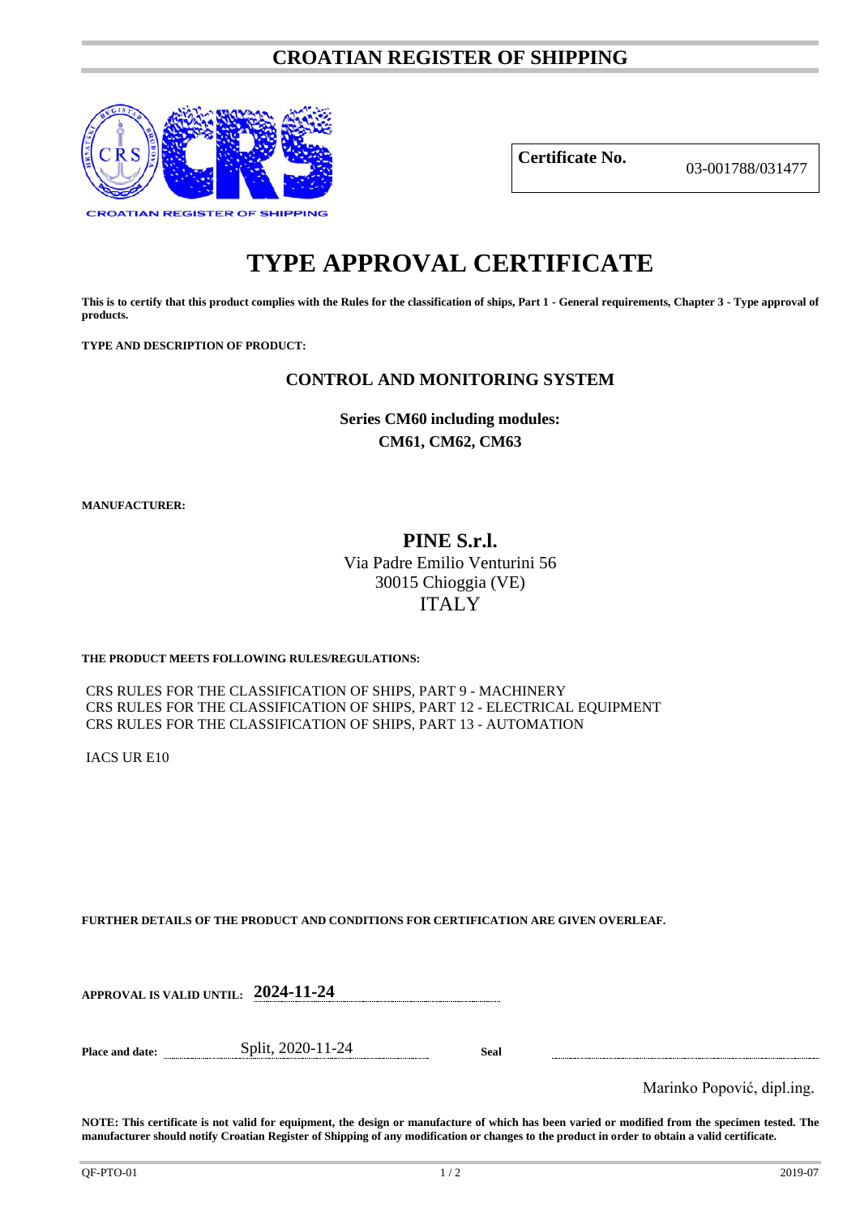# CROATIAN REGISTER OF SHIPPING

CROATIAN REGISTER OF SHIPPING

**Certificate No.** 03-001788/031477

# TYPE APPROVAL CERTIFICATE

**This is to certify that this product complies with the Rules for the classification of ships, Part 1 - General requirements, Chapter 3 - Type approval of products.**

**TYPE AND DESCRIPTION OF PRODUCT:**

## CONTROL AND MONITORING SYSTEM

**Series CM60 including modules:**
**CM61, CM62, CM63**

**MANUFACTURER:**

**PINE S.r.l.**
Via Padre Emilio Venturini 56
30015 Chioggia (VE)
ITALY

**THE PRODUCT MEETS FOLLOWING RULES/REGULATIONS:**

CRS RULES FOR THE CLASSIFICATION OF SHIPS, PART 9 - MACHINERY
CRS RULES FOR THE CLASSIFICATION OF SHIPS, PART 12 - ELECTRICAL EQUIPMENT
CRS RULES FOR THE CLASSIFICATION OF SHIPS, PART 13 - AUTOMATION

IACS UR E10

**FURTHER DETAILS OF THE PRODUCT AND CONDITIONS FOR CERTIFICATION ARE GIVEN OVERLEAF.**

**APPROVAL IS VALID UNTIL:** **2024-11-24**

**Place and date:** Split, 2020-11-24 **Seal**

Marinko Popović, dipl.ing.

**NOTE: This certificate is not valid for equipment, the design or manufacture of which has been varied or modified from the specimen tested. The manufacturer should notify Croatian Register of Shipping of any modification or changes to the product in order to obtain a valid certificate.**

QF-PTO-01 2019-07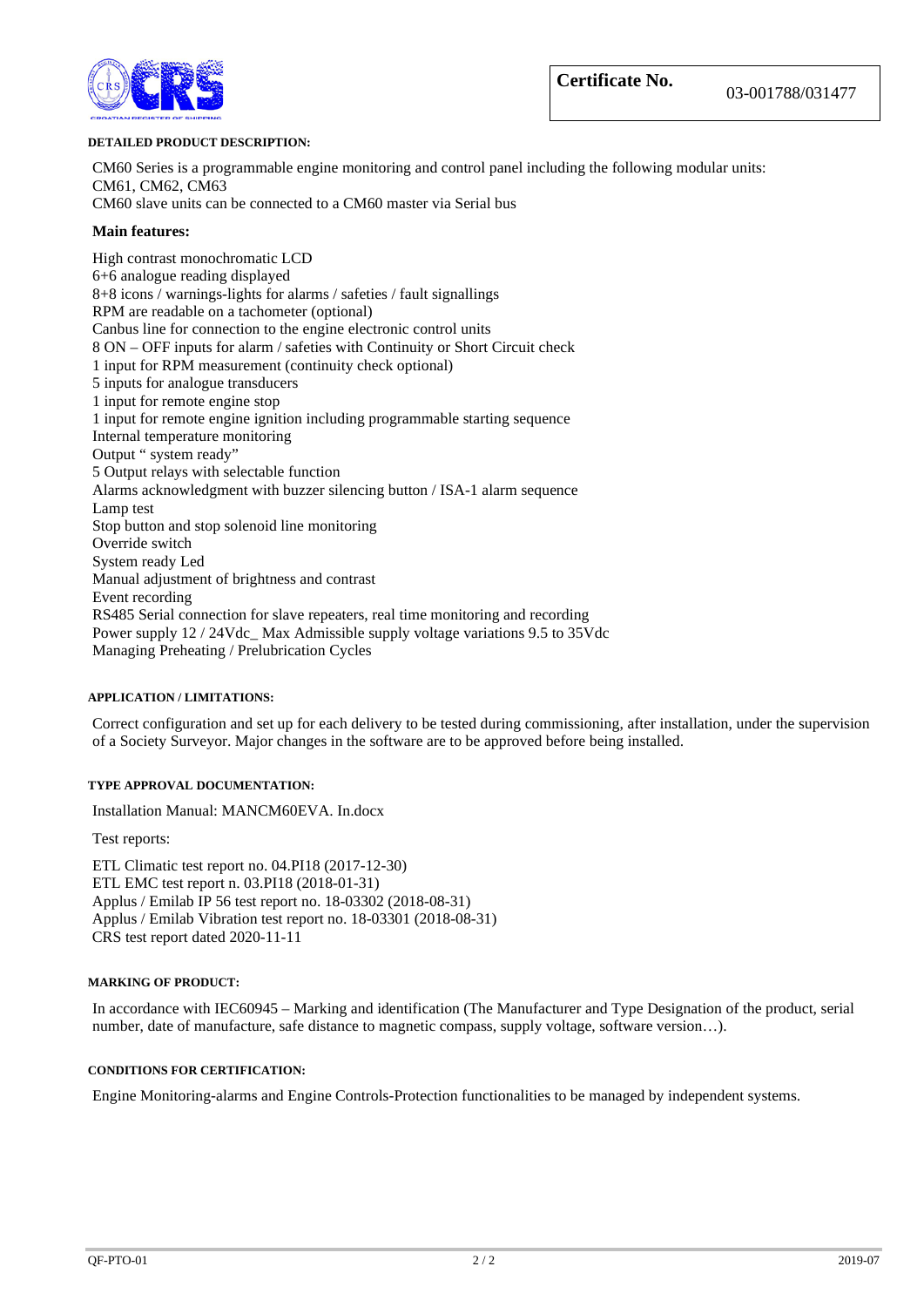**Certificate No.** 03-001788/031477

#### DETAILED PRODUCT DESCRIPTION:

CM60 Series is a programmable engine monitoring and control panel including the following modular units:
CM61, CM62, CM63
CM60 slave units can be connected to a CM60 master via Serial bus

**Main features:**

High contrast monochromatic LCD
6+6 analogue reading displayed
8+8 icons / warnings-lights for alarms / safeties / fault signallings
RPM are readable on a tachometer (optional)
Canbus line for connection to the engine electronic control units
8 ON – OFF inputs for alarm / safeties with Continuity or Short Circuit check
1 input for RPM measurement (continuity check optional)
5 inputs for analogue transducers
1 input for remote engine stop
1 input for remote engine ignition including programmable starting sequence
Internal temperature monitoring
Output " system ready"
5 Output relays with selectable function
Alarms acknowledgment with buzzer silencing button / ISA-1 alarm sequence
Lamp test
Stop button and stop solenoid line monitoring
Override switch
System ready Led
Manual adjustment of brightness and contrast
Event recording
RS485 Serial connection for slave repeaters, real time monitoring and recording
Power supply 12 / 24Vdc_ Max Admissible supply voltage variations 9.5 to 35Vdc
Managing Preheating / Prelubrication Cycles

#### APPLICATION / LIMITATIONS:

Correct configuration and set up for each delivery to be tested during commissioning, after installation, under the supervision of a Society Surveyor. Major changes in the software are to be approved before being installed.

#### TYPE APPROVAL DOCUMENTATION:

Installation Manual: MANCM60EVA. In.docx

Test reports:

ETL Climatic test report no. 04.PI18 (2017-12-30)
ETL EMC test report n. 03.PI18 (2018-01-31)
Applus / Emilab IP 56 test report no. 18-03302 (2018-08-31)
Applus / Emilab Vibration test report no. 18-03301 (2018-08-31)
CRS test report dated 2020-11-11

#### MARKING OF PRODUCT:

In accordance with IEC60945 – Marking and identification (The Manufacturer and Type Designation of the product, serial number, date of manufacture, safe distance to magnetic compass, supply voltage, software version…).

#### CONDITIONS FOR CERTIFICATION:

Engine Monitoring-alarms and Engine Controls-Protection functionalities to be managed by independent systems.